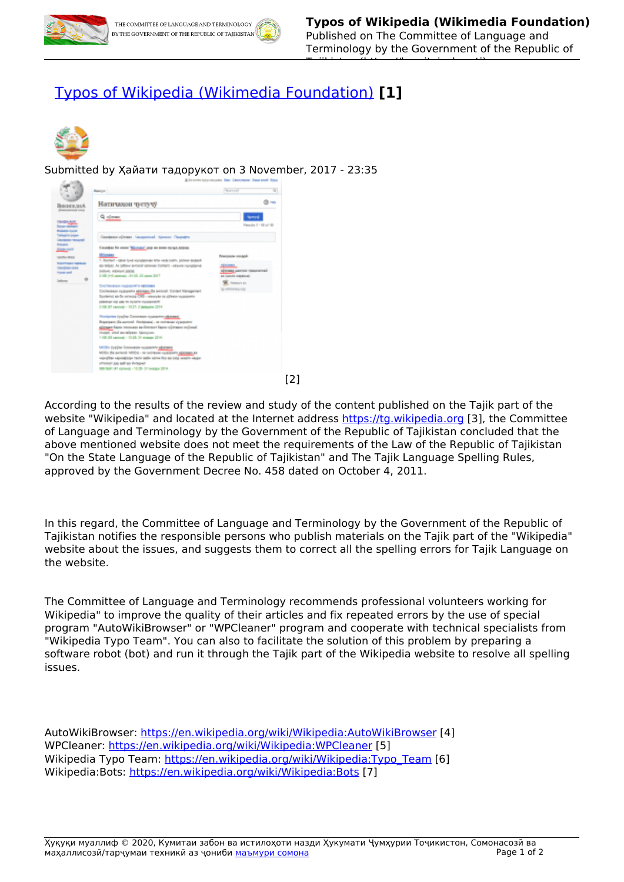# Typos of Wikipedia (Wikimedia Foundation) [1]

Submitted by Ҳайати тадорукот on 3 November, 2017 - 23:35

[2]

According to the results of the review and study of the content published on the Tajik part of the website "Wikipedia" and located at the Internet address https://tg.wikipedia.org [3], the Committee of Language and Terminology by the Government of the Republic of Tajikistan concluded that the above mentioned website does not meet the requirements of the Law of the Republic of Tajikistan "On the State Language of the Republic of Tajikistan" and The Tajik Language Spelling Rules, approved by the Government Decree No. 458 dated on October 4, 2011.

In this regard, the Committee of Language and Terminology by the Government of the Republic of Tajikistan notifies the responsible persons who publish materials on the Tajik part of the "Wikipedia" website about the issues, and suggests them to correct all the spelling errors for Tajik Language on the website.

The Committee of Language and Terminology recommends professional volunteers working for Wikipedia" to improve the quality of their articles and fix repeated errors by the use of special program "AutoWikiBrowser" or "WPCleaner" program and cooperate with technical specialists from "Wikipedia Typo Team". You can also to facilitate the solution of this problem by preparing a software robot (bot) and run it through the Tajik part of the Wikipedia website to resolve all spelling issues.

AutoWikiBrowser: https://en.wikipedia.org/wiki/Wikipedia:AutoWikiBrowser [4]
WPCleaner: https://en.wikipedia.org/wiki/Wikipedia:WPCleaner [5]
Wikipedia Typo Team: https://en.wikipedia.org/wiki/Wikipedia:Typo_Team [6]
Wikipedia:Bots: https://en.wikipedia.org/wiki/Wikipedia:Bots [7]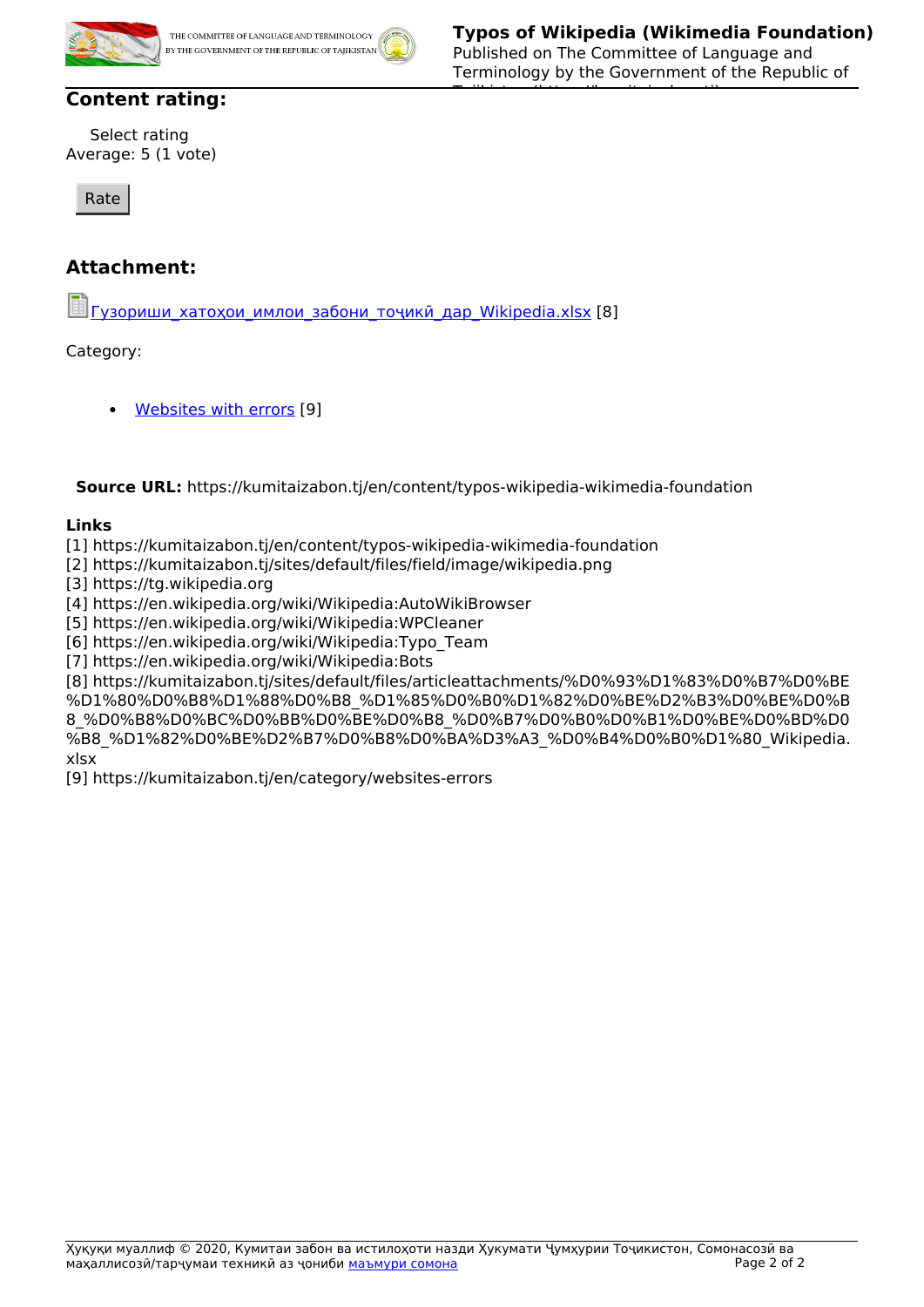## Content rating:

Select rating
Average: 5 (1 vote)

Rate

## Attachment:

Гузориши_хатоҳои_имлои_забони_тоҷикӣ_дар_Wikipedia.xlsx [8]

Category:

- Websites with errors [9]

**Source URL:** https://kumitaizabon.tj/en/content/typos-wikipedia-wikimedia-foundation

**Links**
[1] https://kumitaizabon.tj/en/content/typos-wikipedia-wikimedia-foundation
[2] https://kumitaizabon.tj/sites/default/files/field/image/wikipedia.png
[3] https://tg.wikipedia.org
[4] https://en.wikipedia.org/wiki/Wikipedia:AutoWikiBrowser
[5] https://en.wikipedia.org/wiki/Wikipedia:WPCleaner
[6] https://en.wikipedia.org/wiki/Wikipedia:Typo_Team
[7] https://en.wikipedia.org/wiki/Wikipedia:Bots
[8] https://kumitaizabon.tj/sites/default/files/articleattachments/%D0%93%D1%83%D0%B7%D0%BE%D1%80%D0%B8%D1%88%D0%B8_%D1%85%D0%B0%D1%82%D0%BE%D2%B3%D0%BE%D0%B8_%D0%B8%D0%BC%D0%BB%D0%BE%D0%B8_%D0%B7%D0%B0%D0%B1%D0%BE%D0%BD%D0%B8_%D1%82%D0%BE%D2%B7%D0%B8%D0%BA%D3%A3_%D0%B4%D0%B0%D1%80_Wikipedia.xlsx
[9] https://kumitaizabon.tj/en/category/websites-errors